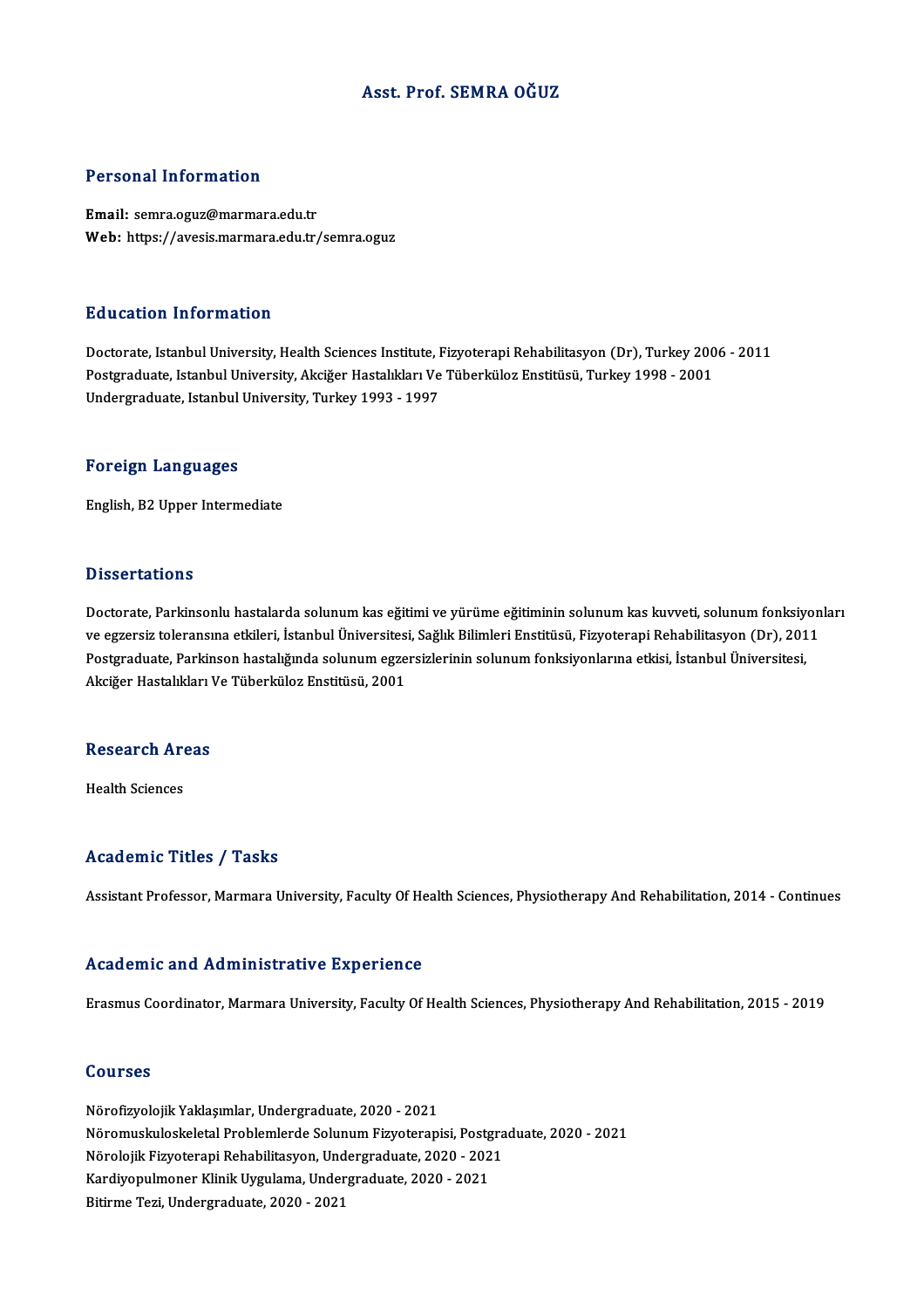# Asst. Prof. SEMRA OĞUZ

## Personal Information

**Email:** semra.oguz@marmara.edu.tr
**Web:** https://avesis.marmara.edu.tr/semra.oguz

## Education Information

Doctorate, Istanbul University, Health Sciences Institute, Fizyoterapi Rehabilitasyon (Dr), Turkey 2006 - 2011
Postgraduate, Istanbul University, Akciğer Hastalıkları Ve Tüberküloz Enstitüsü, Turkey 1998 - 2001
Undergraduate, Istanbul University, Turkey 1993 - 1997

## Foreign Languages

English, B2 Upper Intermediate

## Dissertations

Doctorate, Parkinsonlu hastalarda solunum kas eğitimi ve yürüme eğitiminin solunum kas kuvveti, solunum fonksiyonları ve egzersiz toleransına etkileri, İstanbul Üniversitesi, Sağlık Bilimleri Enstitüsü, Fizyoterapi Rehabilitasyon (Dr), 2011
Postgraduate, Parkinson hastalığında solunum egzersizlerinin solunum fonksiyonlarına etkisi, İstanbul Üniversitesi, Akciğer Hastalıkları Ve Tüberküloz Enstitüsü, 2001

## Research Areas

Health Sciences

## Academic Titles / Tasks

Assistant Professor, Marmara University, Faculty Of Health Sciences, Physiotherapy And Rehabilitation, 2014 - Continues

## Academic and Administrative Experience

Erasmus Coordinator, Marmara University, Faculty Of Health Sciences, Physiotherapy And Rehabilitation, 2015 - 2019

## Courses

Nörofizyolojik Yaklaşımlar, Undergraduate, 2020 - 2021
Nöromuskuloskeletal Problemlerde Solunum Fizyoterapisi, Postgraduate, 2020 - 2021
Nörolojik Fizyoterapi Rehabilitasyon, Undergraduate, 2020 - 2021
Kardiyopulmoner Klinik Uygulama, Undergraduate, 2020 - 2021
Bitirme Tezi, Undergraduate, 2020 - 2021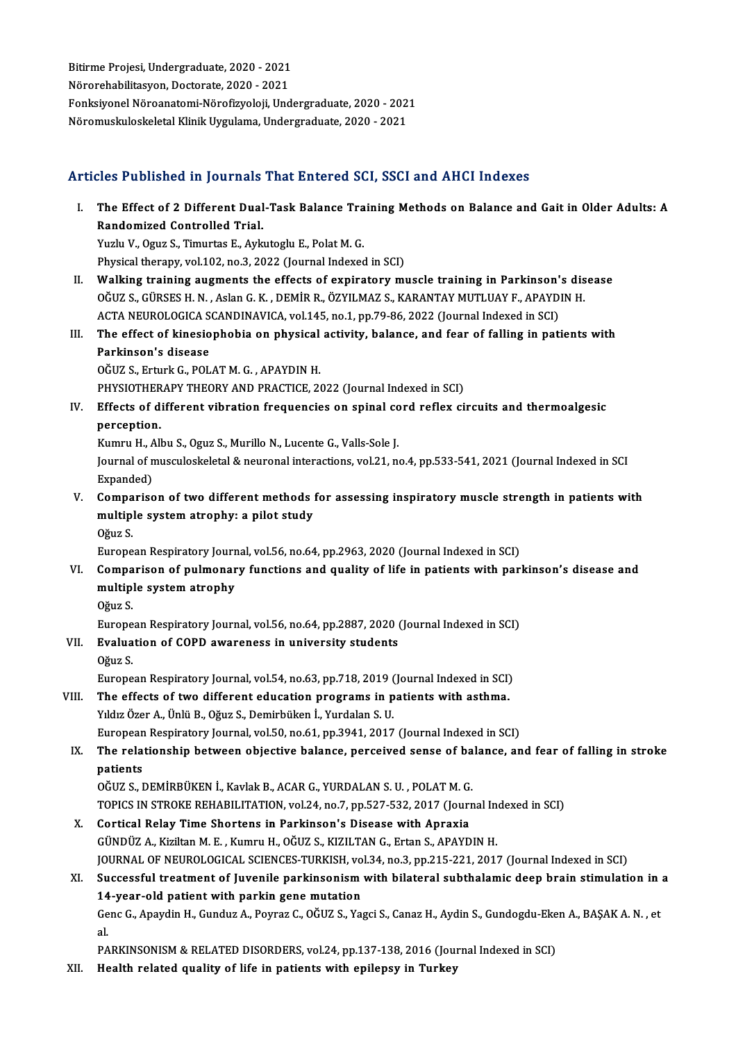Bitirme Projesi, Undergraduate, 2020 - 2021
Nörorehabilitasyon, Doctorate, 2020 - 2021
Fonksiyonel Nöroanatomi-Nörofizyoloji, Undergraduate, 2020 - 2021
Nöromuskuloskeletal Klinik Uygulama, Undergraduate, 2020 - 2021

## Articles Published in Journals That Entered SCI, SSCI and AHCI Indexes

I. **The Effect of 2 Different Dual-Task Balance Training Methods on Balance and Gait in Older Adults: A Randomized Controlled Trial.**
Yuzlu V., Oguz S., Timurtas E., Aykutoglu E., Polat M. G.
Physical therapy, vol.102, no.3, 2022 (Journal Indexed in SCI)

II. **Walking training augments the effects of expiratory muscle training in Parkinson's disease**
OĞUZ S., GÜRSES H. N. , Aslan G. K. , DEMİR R., ÖZYILMAZ S., KARANTAY MUTLUAY F., APAYDIN H.
ACTA NEUROLOGICA SCANDINAVICA, vol.145, no.1, pp.79-86, 2022 (Journal Indexed in SCI)

III. **The effect of kinesiophobia on physical activity, balance, and fear of falling in patients with Parkinson's disease**
OĞUZ S., Erturk G., POLAT M. G. , APAYDIN H.
PHYSIOTHERAPY THEORY AND PRACTICE, 2022 (Journal Indexed in SCI)

IV. **Effects of different vibration frequencies on spinal cord reflex circuits and thermoalgesic perception.**
Kumru H., Albu S., Oguz S., Murillo N., Lucente G., Valls-Sole J.
Journal of musculoskeletal & neuronal interactions, vol.21, no.4, pp.533-541, 2021 (Journal Indexed in SCI Expanded)

V. **Comparison of two different methods for assessing inspiratory muscle strength in patients with multiple system atrophy: a pilot study**
Oğuz S.
European Respiratory Journal, vol.56, no.64, pp.2963, 2020 (Journal Indexed in SCI)

VI. **Comparison of pulmonary functions and quality of life in patients with parkinson's disease and multiple system atrophy**
Oğuz S.
European Respiratory Journal, vol.56, no.64, pp.2887, 2020 (Journal Indexed in SCI)

VII. **Evaluation of COPD awareness in university students**
Oğuz S.
European Respiratory Journal, vol.54, no.63, pp.718, 2019 (Journal Indexed in SCI)

VIII. **The effects of two different education programs in patients with asthma.**
Yıldız Özer A., Ünlü B., Oğuz S., Demirbüken İ., Yurdalan S. U.
European Respiratory Journal, vol.50, no.61, pp.3941, 2017 (Journal Indexed in SCI)

IX. **The relationship between objective balance, perceived sense of balance, and fear of falling in stroke patients**
OĞUZ S., DEMİRBÜKEN İ., Kavlak B., ACAR G., YURDALAN S. U. , POLAT M. G.
TOPICS IN STROKE REHABILITATION, vol.24, no.7, pp.527-532, 2017 (Journal Indexed in SCI)

X. **Cortical Relay Time Shortens in Parkinson's Disease with Apraxia**
GÜNDÜZ A., Kiziltan M. E. , Kumru H., OĞUZ S., KIZILTAN G., Ertan S., APAYDIN H.
JOURNAL OF NEUROLOGICAL SCIENCES-TURKISH, vol.34, no.3, pp.215-221, 2017 (Journal Indexed in SCI)

XI. **Successful treatment of Juvenile parkinsonism with bilateral subthalamic deep brain stimulation in a 14-year-old patient with parkin gene mutation**
Genc G., Apaydin H., Gunduz A., Poyraz C., OĞUZ S., Yagci S., Canaz H., Aydin S., Gundogdu-Eken A., BAŞAK A. N. , et al.
PARKINSONISM & RELATED DISORDERS, vol.24, pp.137-138, 2016 (Journal Indexed in SCI)

XII. **Health related quality of life in patients with epilepsy in Turkey**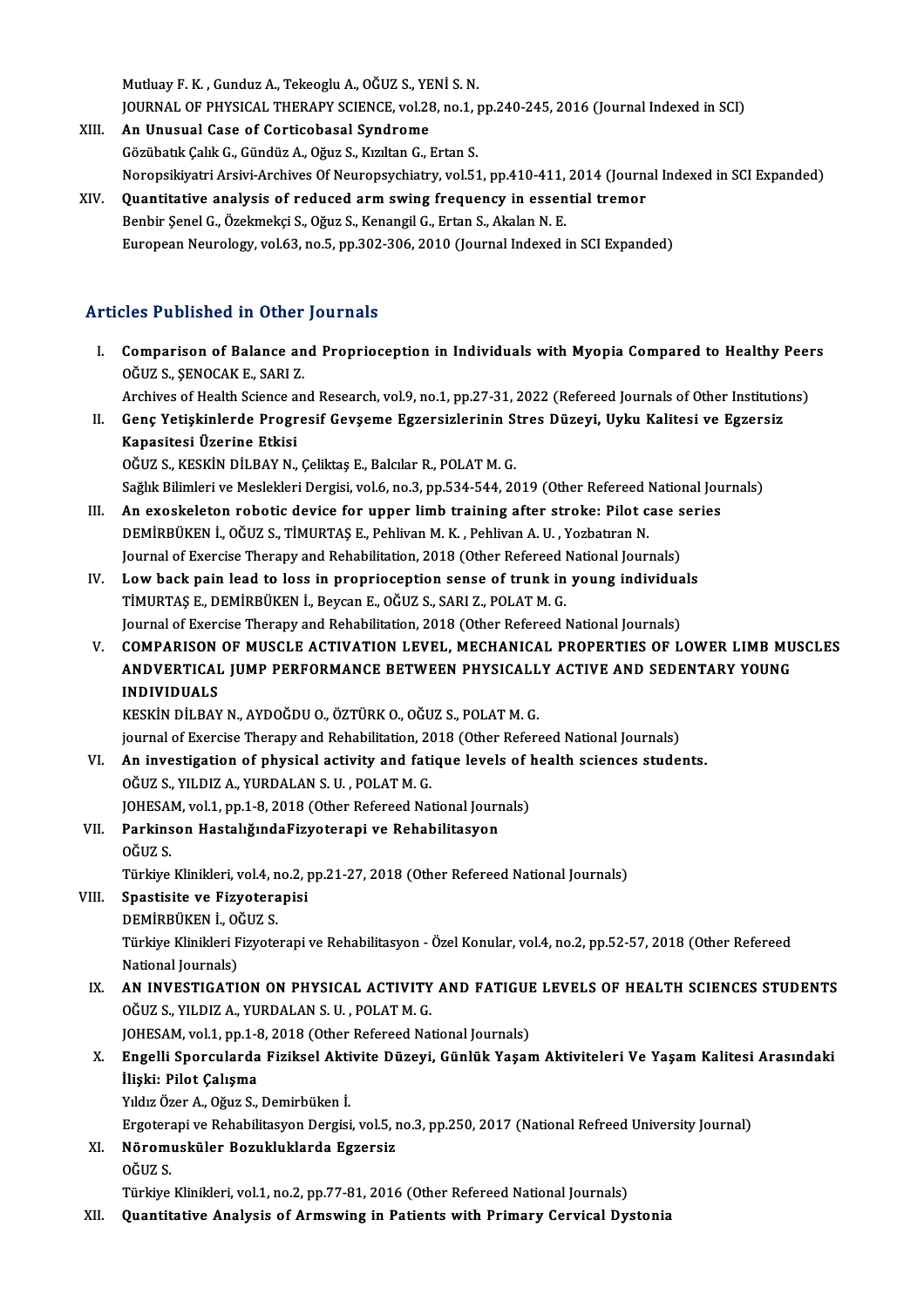Mutluay F. K. , Gunduz A., Tekeoglu A., OĞUZ S., YENİ S. N.
JOURNAL OF PHYSICAL THERAPY SCIENCE, vol.28, no.1, pp.240-245, 2016 (Journal Indexed in SCI)

XIII. **An Unusual Case of Corticobasal Syndrome**
Gözübatık Çalık G., Gündüz A., Oğuz S., Kızıltan G., Ertan S.
Noropsikiyatri Arsivi-Archives Of Neuropsychiatry, vol.51, pp.410-411, 2014 (Journal Indexed in SCI Expanded)

XIV. **Quantitative analysis of reduced arm swing frequency in essential tremor**
Benbir Şenel G., Özekmekçi S., Oğuz S., Kenangil G., Ertan S., Akalan N. E.
European Neurology, vol.63, no.5, pp.302-306, 2010 (Journal Indexed in SCI Expanded)

## Articles Published in Other Journals

I. **Comparison of Balance and Proprioception in Individuals with Myopia Compared to Healthy Peers**
OĞUZ S., ŞENOCAK E., SARI Z.
Archives of Health Science and Research, vol.9, no.1, pp.27-31, 2022 (Refereed Journals of Other Institutions)

II. **Genç Yetişkinlerde Progresif Gevşeme Egzersizlerinin Stres Düzeyi, Uyku Kalitesi ve Egzersiz Kapasitesi Üzerine Etkisi**
OĞUZ S., KESKİN DİLBAY N., Çeliktaş E., Balcılar R., POLAT M. G.
Sağlık Bilimleri ve Meslekleri Dergisi, vol.6, no.3, pp.534-544, 2019 (Other Refereed National Journals)

III. **An exoskeleton robotic device for upper limb training after stroke: Pilot case series**
DEMİRBÜKEN İ., OĞUZ S., TİMURTAŞ E., Pehlivan M. K. , Pehlivan A. U. , Yozbatıran N.
Journal of Exercise Therapy and Rehabilitation, 2018 (Other Refereed National Journals)

IV. **Low back pain lead to loss in proprioception sense of trunk in young individuals**
TİMURTAŞ E., DEMİRBÜKEN İ., Beycan E., OĞUZ S., SARI Z., POLAT M. G.
Journal of Exercise Therapy and Rehabilitation, 2018 (Other Refereed National Journals)

V. **COMPARISON OF MUSCLE ACTIVATION LEVEL, MECHANICAL PROPERTIES OF LOWER LIMB MUSCLES ANDVERTICAL JUMP PERFORMANCE BETWEEN PHYSICALLY ACTIVE AND SEDENTARY YOUNG INDIVIDUALS**
KESKİN DİLBAY N., AYDOĞDU O., ÖZTÜRK O., OĞUZ S., POLAT M. G.
journal of Exercise Therapy and Rehabilitation, 2018 (Other Refereed National Journals)

VI. **An investigation of physical activity and fatique levels of health sciences students.**
OĞUZ S., YILDIZ A., YURDALAN S. U. , POLAT M. G.
JOHESAM, vol.1, pp.1-8, 2018 (Other Refereed National Journals)

VII. **Parkinson HastalığındaFizyoterapi ve Rehabilitasyon**
OĞUZ S.
Türkiye Klinikleri, vol.4, no.2, pp.21-27, 2018 (Other Refereed National Journals)

VIII. **Spastisite ve Fizyoterapisi**
DEMİRBÜKEN İ., OĞUZ S.
Türkiye Klinikleri Fizyoterapi ve Rehabilitasyon - Özel Konular, vol.4, no.2, pp.52-57, 2018 (Other Refereed National Journals)

IX. **AN INVESTIGATION ON PHYSICAL ACTIVITY AND FATIGUE LEVELS OF HEALTH SCIENCES STUDENTS**
OĞUZ S., YILDIZ A., YURDALAN S. U. , POLAT M. G.
JOHESAM, vol.1, pp.1-8, 2018 (Other Refereed National Journals)

X. **Engelli Sporcularda Fiziksel Aktivite Düzeyi, Günlük Yaşam Aktiviteleri Ve Yaşam Kalitesi Arasındaki İlişki: Pilot Çalışma**
Yıldız Özer A., Oğuz S., Demirbüken İ.
Ergoterapi ve Rehabilitasyon Dergisi, vol.5, no.3, pp.250, 2017 (National Refreed University Journal)

XI. **Nöromusküler Bozukluklarda Egzersiz**
OĞUZ S.
Türkiye Klinikleri, vol.1, no.2, pp.77-81, 2016 (Other Refereed National Journals)

XII. **Quantitative Analysis of Armswing in Patients with Primary Cervical Dystonia**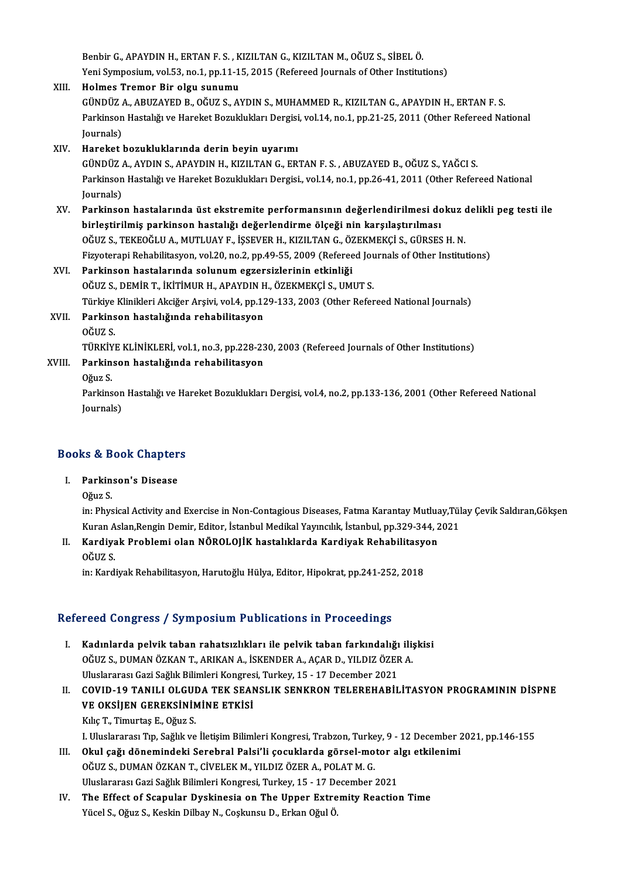Benbir G., APAYDIN H., ERTAN F. S. , KIZILTAN G., KIZILTAN M., OĞUZ S., SİBEL Ö.
Yeni Symposium, vol.53, no.1, pp.11-15, 2015 (Refereed Journals of Other Institutions)

XIII. **Holmes Tremor Bir olgu sunumu**
GÜNDÜZ A., ABUZAYED B., OĞUZ S., AYDIN S., MUHAMMED R., KIZILTAN G., APAYDIN H., ERTAN F. S.
Parkinson Hastalığı ve Hareket Bozuklukları Dergisi, vol.14, no.1, pp.21-25, 2011 (Other Refereed National Journals)

XIV. **Hareket bozukluklarında derin beyin uyarımı**
GÜNDÜZ A., AYDIN S., APAYDIN H., KIZILTAN G., ERTAN F. S. , ABUZAYED B., OĞUZ S., YAĞCI S.
Parkinson Hastalığı ve Hareket Bozuklukları Dergisi., vol.14, no.1, pp.26-41, 2011 (Other Refereed National Journals)

XV. **Parkinson hastalarında üst ekstremite performansının değerlendirilmesi dokuz delikli peg testi ile birleştirilmiş parkinson hastalığı değerlendirme ölçeği nin karşılaştırılması**
OĞUZ S., TEKEOĞLU A., MUTLUAY F., İŞSEVER H., KIZILTAN G., ÖZEKMEKÇİ S., GÜRSES H. N.
Fizyoterapi Rehabilitasyon, vol.20, no.2, pp.49-55, 2009 (Refereed Journals of Other Institutions)

XVI. **Parkinson hastalarında solunum egzersizlerinin etkinliği**
OĞUZ S., DEMİR T., İKİTİMUR H., APAYDIN H., ÖZEKMEKÇİ S., UMUT S.
Türkiye Klinikleri Akciğer Arşivi, vol.4, pp.129-133, 2003 (Other Refereed National Journals)

XVII. **Parkinson hastalığında rehabilitasyon**
OĞUZ S.
TÜRKİYE KLİNİKLERİ, vol.1, no.3, pp.228-230, 2003 (Refereed Journals of Other Institutions)

XVIII. **Parkinson hastalığında rehabilitasyon**
Oğuz S.
Parkinson Hastalığı ve Hareket Bozuklukları Dergisi, vol.4, no.2, pp.133-136, 2001 (Other Refereed National Journals)

## Books & Book Chapters

I. **Parkinson's Disease**
Oğuz S.
in: Physical Activity and Exercise in Non-Contagious Diseases, Fatma Karantay Mutluay,Tülay Çevik Saldıran,Gökşen Kuran Aslan,Rengin Demir, Editor, İstanbul Medikal Yayıncılık, İstanbul, pp.329-344, 2021

II. **Kardiyak Problemi olan NÖROLOJİK hastalıklarda Kardiyak Rehabilitasyon**
OĞUZ S.
in: Kardiyak Rehabilitasyon, Harutoğlu Hülya, Editor, Hipokrat, pp.241-252, 2018

## Refereed Congress / Symposium Publications in Proceedings

I. **Kadınlarda pelvik taban rahatsızlıkları ile pelvik taban farkındalığı ilişkisi**
OĞUZ S., DUMAN ÖZKAN T., ARIKAN A., İSKENDER A., AÇAR D., YILDIZ ÖZER A.
Uluslararası Gazi Sağlık Bilimleri Kongresi, Turkey, 15 - 17 December 2021

II. **COVID-19 TANILI OLGUDA TEK SEANSLIK SENKRON TELEREHABİLİTASYON PROGRAMININ DİSPNE VE OKSİJEN GEREKSİNİMİNE ETKİSİ**
Kılıç T., Timurtaş E., Oğuz S.
I. Uluslararası Tıp, Sağlık ve İletişim Bilimleri Kongresi, Trabzon, Turkey, 9 - 12 December 2021, pp.146-155

III. **Okul çağı dönemindeki Serebral Palsi'li çocuklarda görsel-motor algı etkilenimi**
OĞUZ S., DUMAN ÖZKAN T., CİVELEK M., YILDIZ ÖZER A., POLAT M. G.
Uluslararası Gazi Sağlık Bilimleri Kongresi, Turkey, 15 - 17 December 2021

IV. **The Effect of Scapular Dyskinesia on The Upper Extremity Reaction Time**
Yücel S., Oğuz S., Keskin Dilbay N., Coşkunsu D., Erkan Oğul Ö.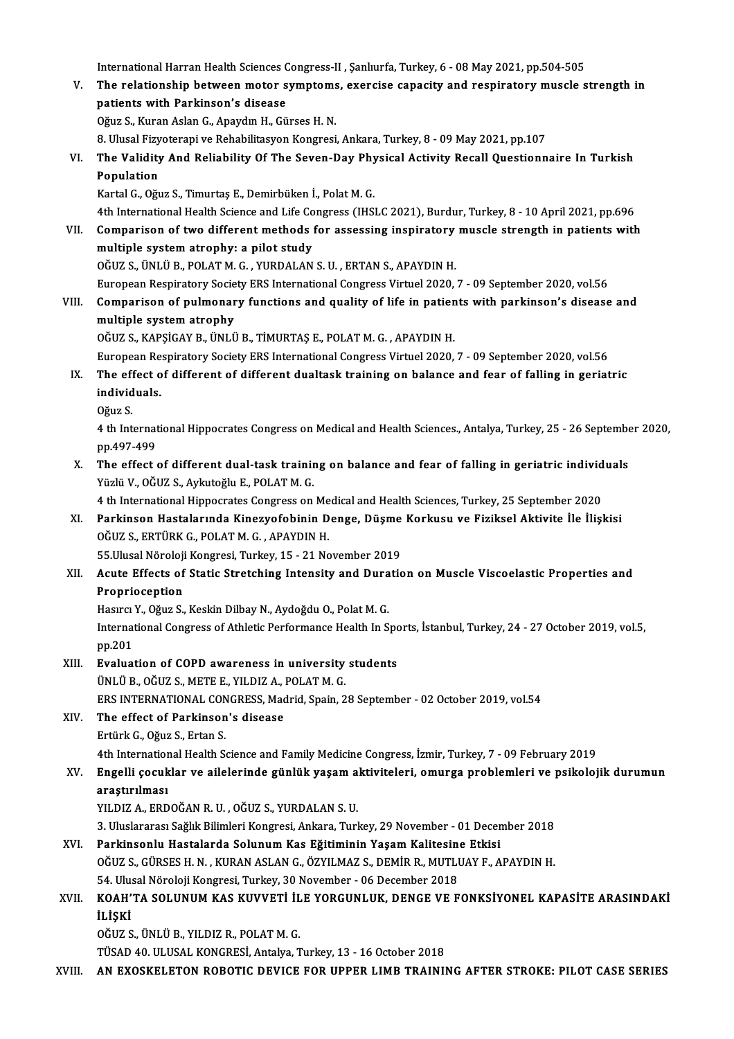International Harran Health Sciences Congress-II , Şanlıurfa, Turkey, 6 - 08 May 2021, pp.504-505

V. **The relationship between motor symptoms, exercise capacity and respiratory muscle strength in patients with Parkinson's disease**
   Oğuz S., Kuran Aslan G., Apaydın H., Gürses H. N.
   8. Ulusal Fizyoterapi ve Rehabilitasyon Kongresi, Ankara, Turkey, 8 - 09 May 2021, pp.107

VI. **The Validity And Reliability Of The Seven-Day Physical Activity Recall Questionnaire In Turkish Population**
   Kartal G., Oğuz S., Timurtaş E., Demirbüken İ., Polat M. G.
   4th International Health Science and Life Congress (IHSLC 2021), Burdur, Turkey, 8 - 10 April 2021, pp.696

VII. **Comparison of two different methods for assessing inspiratory muscle strength in patients with multiple system atrophy: a pilot study**
   OĞUZ S., ÜNLÜ B., POLAT M. G. , YURDALAN S. U. , ERTAN S., APAYDIN H.
   European Respiratory Society ERS International Congress Virtuel 2020, 7 - 09 September 2020, vol.56

VIII. **Comparison of pulmonary functions and quality of life in patients with parkinson's disease and multiple system atrophy**
   OĞUZ S., KAPŞİGAY B., ÜNLÜ B., TİMURTAŞ E., POLAT M. G. , APAYDIN H.
   European Respiratory Society ERS International Congress Virtuel 2020, 7 - 09 September 2020, vol.56

IX. **The effect of different of different dualtask training on balance and fear of falling in geriatric individuals.**
   Oğuz S.
   4 th International Hippocrates Congress on Medical and Health Sciences., Antalya, Turkey, 25 - 26 September 2020, pp.497-499

X. **The effect of different dual-task training on balance and fear of falling in geriatric individuals**
   Yüzlü V., OĞUZ S., Aykutoğlu E., POLAT M. G.
   4 th International Hippocrates Congress on Medical and Health Sciences, Turkey, 25 September 2020

XI. **Parkinson Hastalarında Kinezyofobinin Denge, Düşme Korkusu ve Fiziksel Aktivite İle İlişkisi**
   OĞUZ S., ERTÜRK G., POLAT M. G. , APAYDIN H.
   55.Ulusal Nöroloji Kongresi, Turkey, 15 - 21 November 2019

XII. **Acute Effects of Static Stretching Intensity and Duration on Muscle Viscoelastic Properties and Proprioception**
   Hasırcı Y., Oğuz S., Keskin Dilbay N., Aydoğdu O., Polat M. G.
   International Congress of Athletic Performance Health In Sports, İstanbul, Turkey, 24 - 27 October 2019, vol.5, pp.201

XIII. **Evaluation of COPD awareness in university students**
   ÜNLÜ B., OĞUZ S., METE E., YILDIZ A., POLAT M. G.
   ERS INTERNATIONAL CONGRESS, Madrid, Spain, 28 September - 02 October 2019, vol.54

XIV. **The effect of Parkinson's disease**
   Ertürk G., Oğuz S., Ertan S.
   4th International Health Science and Family Medicine Congress, İzmir, Turkey, 7 - 09 February 2019

XV. **Engelli çocuklar ve ailelerinde günlük yaşam aktiviteleri, omurga problemleri ve psikolojik durumun araştırılması**
   YILDIZ A., ERDOĞAN R. U. , OĞUZ S., YURDALAN S. U.
   3. Uluslararası Sağlık Bilimleri Kongresi, Ankara, Turkey, 29 November - 01 December 2018

XVI. **Parkinsonlu Hastalarda Solunum Kas Eğitiminin Yaşam Kalitesine Etkisi**
   OĞUZ S., GÜRSES H. N. , KURAN ASLAN G., ÖZYILMAZ S., DEMİR R., MUTLUAY F., APAYDIN H.
   54. Ulusal Nöroloji Kongresi, Turkey, 30 November - 06 December 2018

XVII. **KOAH'TA SOLUNUM KAS KUVVETİ İLE YORGUNLUK, DENGE VE FONKSİYONEL KAPASİTE ARASINDAKİ İLİŞKİ**
   OĞUZ S., ÜNLÜ B., YILDIZ R., POLAT M. G.
   TÜSAD 40. ULUSAL KONGRESİ, Antalya, Turkey, 13 - 16 October 2018

XVIII. **AN EXOSKELETON ROBOTIC DEVICE FOR UPPER LIMB TRAINING AFTER STROKE: PILOT CASE SERIES**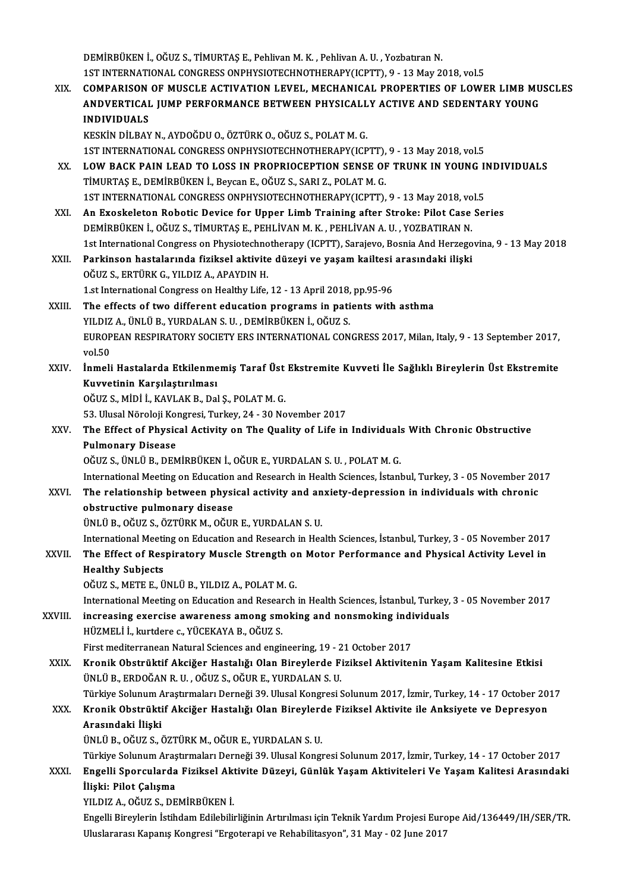DEMİRBÜKEN İ., OĞUZ S., TİMURTAŞ E., Pehlivan M. K. , Pehlivan A. U. , Yozbatıran N.
1ST INTERNATIONAL CONGRESS ONPHYSIOTECHNOTHERAPY(ICPTT), 9 - 13 May 2018, vol.5

XIX. **COMPARISON OF MUSCLE ACTIVATION LEVEL, MECHANICAL PROPERTIES OF LOWER LIMB MUSCLES ANDVERTICAL JUMP PERFORMANCE BETWEEN PHYSICALLY ACTIVE AND SEDENTARY YOUNG INDIVIDUALS**
KESKİN DİLBAY N., AYDOĞDU O., ÖZTÜRK O., OĞUZ S., POLAT M. G.
1ST INTERNATIONAL CONGRESS ONPHYSIOTECHNOTHERAPY(ICPTT), 9 - 13 May 2018, vol.5

XX. **LOW BACK PAIN LEAD TO LOSS IN PROPRIOCEPTION SENSE OF TRUNK IN YOUNG INDIVIDUALS**
TİMURTAŞ E., DEMİRBÜKEN İ., Beycan E., OĞUZ S., SARI Z., POLAT M. G.
1ST INTERNATIONAL CONGRESS ONPHYSIOTECHNOTHERAPY(ICPTT), 9 - 13 May 2018, vol.5

XXI. **An Exoskeleton Robotic Device for Upper Limb Training after Stroke: Pilot Case Series**
DEMİRBÜKEN İ., OĞUZ S., TİMURTAŞ E., PEHLİVAN M. K. , PEHLİVAN A. U. , YOZBATIRAN N.
1st International Congress on Physiotechnotherapy (ICPTT), Sarajevo, Bosnia And Herzegovina, 9 - 13 May 2018

XXII. **Parkinson hastalarında fiziksel aktivite düzeyi ve yaşam kailtesi arasındaki ilişki**
OĞUZ S., ERTÜRK G., YILDIZ A., APAYDIN H.
1.st International Congress on Healthy Life, 12 - 13 April 2018, pp.95-96

XXIII. **The effects of two different education programs in patients with asthma**
YILDIZ A., ÜNLÜ B., YURDALAN S. U. , DEMİRBÜKEN İ., OĞUZ S.
EUROPEAN RESPIRATORY SOCIETY ERS INTERNATIONAL CONGRESS 2017, Milan, Italy, 9 - 13 September 2017, vol.50

XXIV. **İnmeli Hastalarda Etkilenmemiş Taraf Üst Ekstremite Kuvveti İle Sağlıklı Bireylerin Üst Ekstremite Kuvvetinin Karşılaştırılması**
OĞUZ S., MİDİ İ., KAVLAK B., Dal Ş., POLAT M. G.
53. Ulusal Nöroloji Kongresi, Turkey, 24 - 30 November 2017

XXV. **The Effect of Physical Activity on The Quality of Life in Individuals With Chronic Obstructive Pulmonary Disease**
OĞUZ S., ÜNLÜ B., DEMİRBÜKEN İ., OĞUR E., YURDALAN S. U. , POLAT M. G.
International Meeting on Education and Research in Health Sciences, İstanbul, Turkey, 3 - 05 November 2017

XXVI. **The relationship between physical activity and anxiety-depression in individuals with chronic obstructive pulmonary disease**
ÜNLÜ B., OĞUZ S., ÖZTÜRK M., OĞUR E., YURDALAN S. U.
International Meeting on Education and Research in Health Sciences, İstanbul, Turkey, 3 - 05 November 2017

XXVII. **The Effect of Respiratory Muscle Strength on Motor Performance and Physical Activity Level in Healthy Subjects**
OĞUZ S., METE E., ÜNLÜ B., YILDIZ A., POLAT M. G.
International Meeting on Education and Research in Health Sciences, İstanbul, Turkey, 3 - 05 November 2017

XXVIII. **increasing exercise awareness among smoking and nonsmoking individuals**
HÜZMELİ İ., kurtdere c., YÜCEKAYA B., OĞUZ S.
First mediterranean Natural Sciences and engineering, 19 - 21 October 2017

XXIX. **Kronik Obstrüktif Akciğer Hastalığı Olan Bireylerde Fiziksel Aktivitenin Yaşam Kalitesine Etkisi**
ÜNLÜ B., ERDOĞAN R. U. , OĞUZ S., OĞUR E., YURDALAN S. U.
Türkiye Solunum Araştırmaları Derneği 39. Ulusal Kongresi Solunum 2017, İzmir, Turkey, 14 - 17 October 2017

XXX. **Kronik Obstrüktif Akciğer Hastalığı Olan Bireylerde Fiziksel Aktivite ile Anksiyete ve Depresyon Arasındaki İlişki**
ÜNLÜ B., OĞUZ S., ÖZTÜRK M., OĞUR E., YURDALAN S. U.
Türkiye Solunum Araştırmaları Derneği 39. Ulusal Kongresi Solunum 2017, İzmir, Turkey, 14 - 17 October 2017

XXXI. **Engelli Sporcularda Fiziksel Aktivite Düzeyi, Günlük Yaşam Aktiviteleri Ve Yaşam Kalitesi Arasındaki İlişki: Pilot Çalışma**
YILDIZ A., OĞUZ S., DEMİRBÜKEN İ.
Engelli Bireylerin İstihdam Edilebilirliğinin Artırılması için Teknik Yardım Projesi Europe Aid/136449/IH/SER/TR. Uluslararası Kapanış Kongresi "Ergoterapi ve Rehabilitasyon", 31 May - 02 June 2017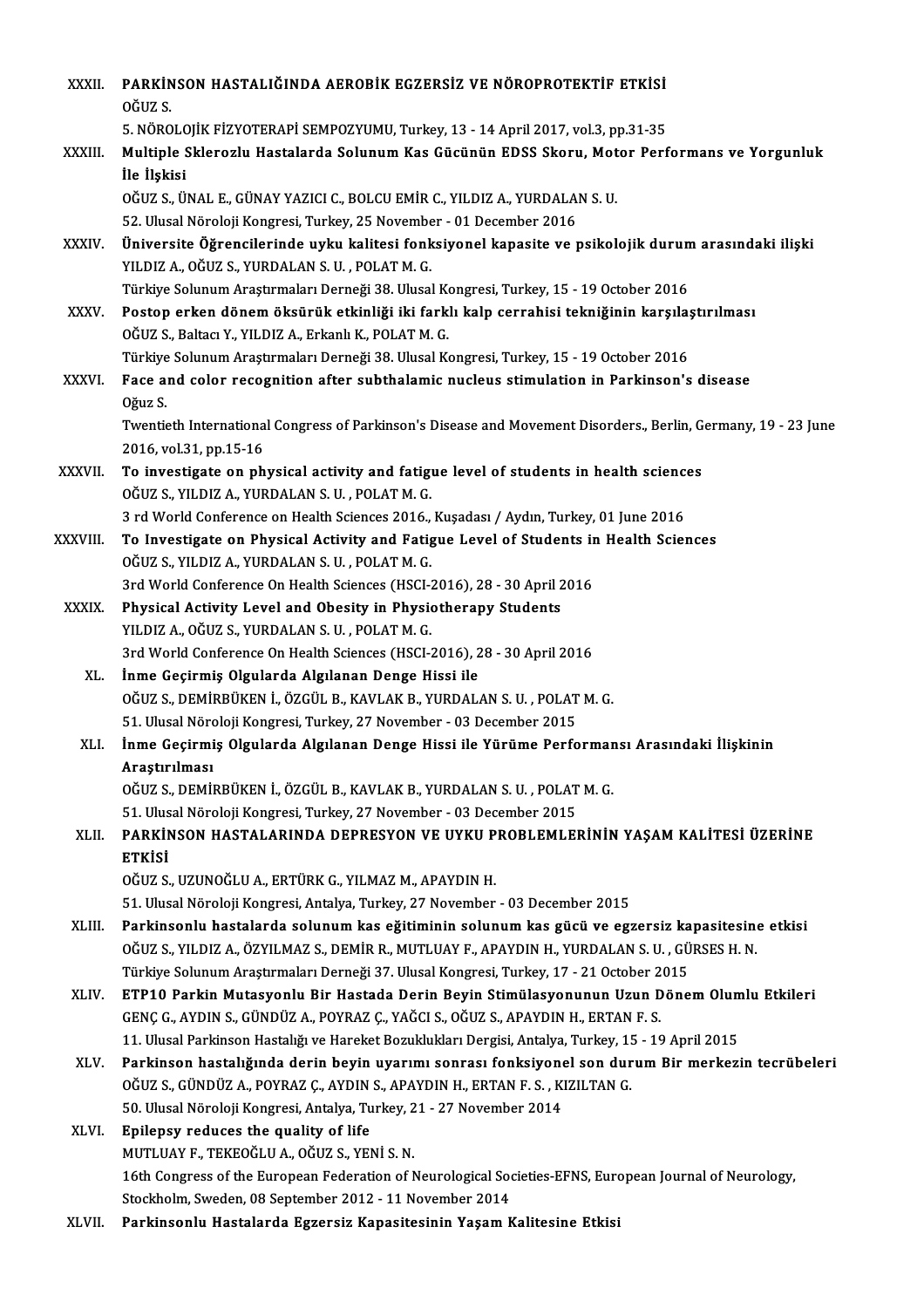XXXII. **PARKİNSON HASTALIĞINDA AEROBİK EGZERSİZ VE NÖROPROTEKTİF ETKİSİ**
OĞUZ S.
5. NÖROLOJİK FİZYOTERAPİ SEMPOZYUMU, Turkey, 13 - 14 April 2017, vol.3, pp.31-35

XXXIII. **Multiple Sklerozlu Hastalarda Solunum Kas Gücünün EDSS Skoru, Motor Performans ve Yorgunluk İle İlşkisi**
OĞUZ S., ÜNAL E., GÜNAY YAZICI C., BOLCU EMİR C., YILDIZ A., YURDALAN S. U.
52. Ulusal Nöroloji Kongresi, Turkey, 25 November - 01 December 2016

XXXIV. **Üniversite Öğrencilerinde uyku kalitesi fonksiyonel kapasite ve psikolojik durum arasındaki ilişki**
YILDIZ A., OĞUZ S., YURDALAN S. U. , POLAT M. G.
Türkiye Solunum Araştırmaları Derneği 38. Ulusal Kongresi, Turkey, 15 - 19 October 2016

XXXV. **Postop erken dönem öksürük etkinliği iki farklı kalp cerrahisi tekniğinin karşılaştırılması**
OĞUZ S., Baltacı Y., YILDIZ A., Erkanlı K., POLAT M. G.
Türkiye Solunum Araştırmaları Derneği 38. Ulusal Kongresi, Turkey, 15 - 19 October 2016

XXXVI. **Face and color recognition after subthalamic nucleus stimulation in Parkinson's disease**
Oğuz S.
Twentieth International Congress of Parkinson's Disease and Movement Disorders., Berlin, Germany, 19 - 23 June 2016, vol.31, pp.15-16

XXXVII. **To investigate on physical activity and fatigue level of students in health sciences**
OĞUZ S., YILDIZ A., YURDALAN S. U. , POLAT M. G.
3 rd World Conference on Health Sciences 2016., Kuşadası / Aydın, Turkey, 01 June 2016

XXXVIII. **To Investigate on Physical Activity and Fatigue Level of Students in Health Sciences**
OĞUZ S., YILDIZ A., YURDALAN S. U. , POLAT M. G.
3rd World Conference On Health Sciences (HSCI-2016), 28 - 30 April 2016

XXXIX. **Physical Activity Level and Obesity in Physiotherapy Students**
YILDIZ A., OĞUZ S., YURDALAN S. U. , POLAT M. G.
3rd World Conference On Health Sciences (HSCI-2016), 28 - 30 April 2016

XL. **İnme Geçirmiş Olgularda Algılanan Denge Hissi ile**
OĞUZ S., DEMİRBÜKEN İ., ÖZGÜL B., KAVLAK B., YURDALAN S. U. , POLAT M. G.
51. Ulusal Nöroloji Kongresi, Turkey, 27 November - 03 December 2015

XLI. **İnme Geçirmiş Olgularda Algılanan Denge Hissi ile Yürüme Performansı Arasındaki İlişkinin Araştırılması**
OĞUZ S., DEMİRBÜKEN İ., ÖZGÜL B., KAVLAK B., YURDALAN S. U. , POLAT M. G.
51. Ulusal Nöroloji Kongresi, Turkey, 27 November - 03 December 2015

XLII. **PARKİNSON HASTALARINDA DEPRESYON VE UYKU PROBLEMLERİNİN YAŞAM KALİTESİ ÜZERİNE ETKİSİ**
OĞUZ S., UZUNOĞLU A., ERTÜRK G., YILMAZ M., APAYDIN H.
51. Ulusal Nöroloji Kongresi, Antalya, Turkey, 27 November - 03 December 2015

XLIII. **Parkinsonlu hastalarda solunum kas eğitiminin solunum kas gücü ve egzersiz kapasitesine etkisi**
OĞUZ S., YILDIZ A., ÖZYILMAZ S., DEMİR R., MUTLUAY F., APAYDIN H., YURDALAN S. U. , GÜRSES H. N.
Türkiye Solunum Araştırmaları Derneği 37. Ulusal Kongresi, Turkey, 17 - 21 October 2015

XLIV. **ETP10 Parkin Mutasyonlu Bir Hastada Derin Beyin Stimülasyonunun Uzun Dönem Olumlu Etkileri**
GENÇ G., AYDIN S., GÜNDÜZ A., POYRAZ Ç., YAĞCI S., OĞUZ S., APAYDIN H., ERTAN F. S.
11. Ulusal Parkinson Hastalığı ve Hareket Bozuklukları Dergisi, Antalya, Turkey, 15 - 19 April 2015

XLV. **Parkinson hastalığında derin beyin uyarımı sonrası fonksiyonel son durum Bir merkezin tecrübeleri**
OĞUZ S., GÜNDÜZ A., POYRAZ Ç., AYDIN S., APAYDIN H., ERTAN F. S. , KIZILTAN G.
50. Ulusal Nöroloji Kongresi, Antalya, Turkey, 21 - 27 November 2014

XLVI. **Epilepsy reduces the quality of life**
MUTLUAY F., TEKEOĞLU A., OĞUZ S., YENİ S. N.
16th Congress of the European Federation of Neurological Societies-EFNS, European Journal of Neurology, Stockholm, Sweden, 08 September 2012 - 11 November 2014

XLVII. **Parkinsonlu Hastalarda Egzersiz Kapasitesinin Yaşam Kalitesine Etkisi**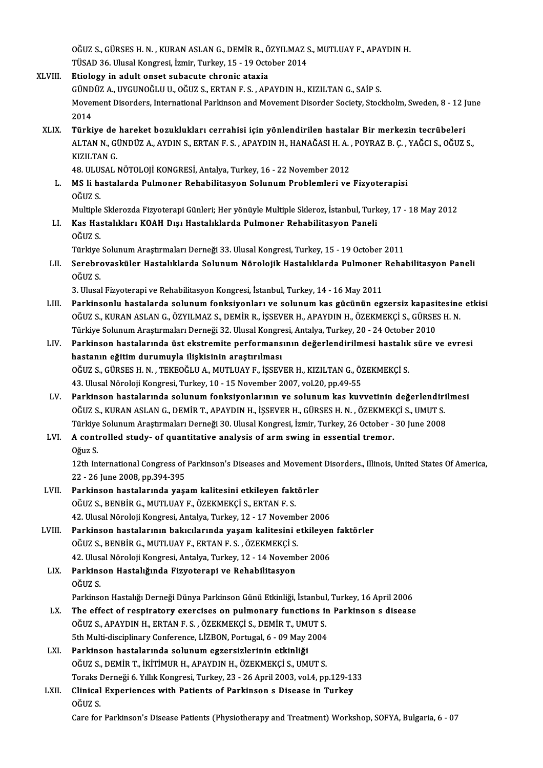OĞUZ S., GÜRSES H. N. , KURAN ASLAN G., DEMİR R., ÖZYILMAZ S., MUTLUAY F., APAYDIN H.
TÜSAD 36. Ulusal Kongresi, İzmir, Turkey, 15 - 19 October 2014

XLVIII. **Etiology in adult onset subacute chronic ataxia**
GÜNDÜZ A., UYGUNOĞLU U., OĞUZ S., ERTAN F. S. , APAYDIN H., KIZILTAN G., SAİP S.
Movement Disorders, International Parkinson and Movement Disorder Society, Stockholm, Sweden, 8 - 12 June 2014

XLIX. **Türkiye de hareket bozuklukları cerrahisi için yönlendirilen hastalar Bir merkezin tecrübeleri**
ALTAN N., GÜNDÜZ A., AYDIN S., ERTAN F. S. , APAYDIN H., HANAĞASI H. A. , POYRAZ B. Ç. , YAĞCI S., OĞUZ S., KIZILTAN G.
48. ULUSAL NÖTOLOJİ KONGRESİ, Antalya, Turkey, 16 - 22 November 2012

L. **MS li hastalarda Pulmoner Rehabilitasyon Solunum Problemleri ve Fizyoterapisi**
OĞUZ S.
Multiple Sklerozda Fizyoterapi Günleri; Her yönüyle Multiple Skleroz, İstanbul, Turkey, 17 - 18 May 2012

LI. **Kas Hastalıkları KOAH Dışı Hastalıklarda Pulmoner Rehabilitasyon Paneli**
OĞUZ S.
Türkiye Solunum Araştırmaları Derneği 33. Ulusal Kongresi, Turkey, 15 - 19 October 2011

LII. **Serebrovasküler Hastalıklarda Solunum Nörolojik Hastalıklarda Pulmoner Rehabilitasyon Paneli**
OĞUZ S.
3. Ulusal Fizyoterapi ve Rehabilitasyon Kongresi, İstanbul, Turkey, 14 - 16 May 2011

LIII. **Parkinsonlu hastalarda solunum fonksiyonları ve solunum kas gücünün egzersiz kapasitesine etkisi**
OĞUZ S., KURAN ASLAN G., ÖZYILMAZ S., DEMİR R., İŞSEVER H., APAYDIN H., ÖZEKMEKÇİ S., GÜRSES H. N.
Türkiye Solunum Araştırmaları Derneği 32. Ulusal Kongresi, Antalya, Turkey, 20 - 24 October 2010

LIV. **Parkinson hastalarında üst ekstremite performansının değerlendirilmesi hastalık süre ve evresi hastanın eğitim durumuyla ilişkisinin araştırılması**
OĞUZ S., GÜRSES H. N. , TEKEOĞLU A., MUTLUAY F., İŞSEVER H., KIZILTAN G., ÖZEKMEKÇİ S.
43. Ulusal Nöroloji Kongresi, Turkey, 10 - 15 November 2007, vol.20, pp.49-55

LV. **Parkinson hastalarında solunum fonksiyonlarının ve solunum kas kuvvetinin değerlendirilmesi**
OĞUZ S., KURAN ASLAN G., DEMİR T., APAYDIN H., İŞSEVER H., GÜRSES H. N. , ÖZEKMEKÇİ S., UMUT S.
Türkiye Solunum Araştırmaları Derneği 30. Ulusal Kongresi, İzmir, Turkey, 26 October - 30 June 2008

LVI. **A controlled study- of quantitative analysis of arm swing in essential tremor.**
Oğuz S.
12th International Congress of Parkinson's Diseases and Movement Disorders., Illinois, United States Of America, 22 - 26 June 2008, pp.394-395

LVII. **Parkinson hastalarında yaşam kalitesini etkileyen faktörler**
OĞUZ S., BENBİR G., MUTLUAY F., ÖZEKMEKÇİ S., ERTAN F. S.
42. Ulusal Nöroloji Kongresi, Antalya, Turkey, 12 - 17 November 2006

LVIII. **Parkinson hastalarının bakıcılarında yaşam kalitesini etkileyen faktörler**
OĞUZ S., BENBİR G., MUTLUAY F., ERTAN F. S. , ÖZEKMEKÇİ S.
42. Ulusal Nöroloji Kongresi, Antalya, Turkey, 12 - 14 November 2006

LIX. **Parkinson Hastalığında Fizyoterapi ve Rehabilitasyon**
OĞUZ S.
Parkinson Hastalığı Derneği Dünya Parkinson Günü Etkinliği, İstanbul, Turkey, 16 April 2006

LX. **The effect of respiratory exercises on pulmonary functions in Parkinson s disease**
OĞUZ S., APAYDIN H., ERTAN F. S. , ÖZEKMEKÇİ S., DEMİR T., UMUT S.
5th Multi-disciplinary Conference, LİZBON, Portugal, 6 - 09 May 2004

LXI. **Parkinson hastalarında solunum egzersizlerinin etkinliği**
OĞUZ S., DEMİR T., İKİTİMUR H., APAYDIN H., ÖZEKMEKÇİ S., UMUT S.
Toraks Derneği 6. Yıllık Kongresi, Turkey, 23 - 26 April 2003, vol.4, pp.129-133

LXII. **Clinical Experiences with Patients of Parkinson s Disease in Turkey**
OĞUZ S.
Care for Parkinson's Disease Patients (Physiotherapy and Treatment) Workshop, SOFYA, Bulgaria, 6 - 07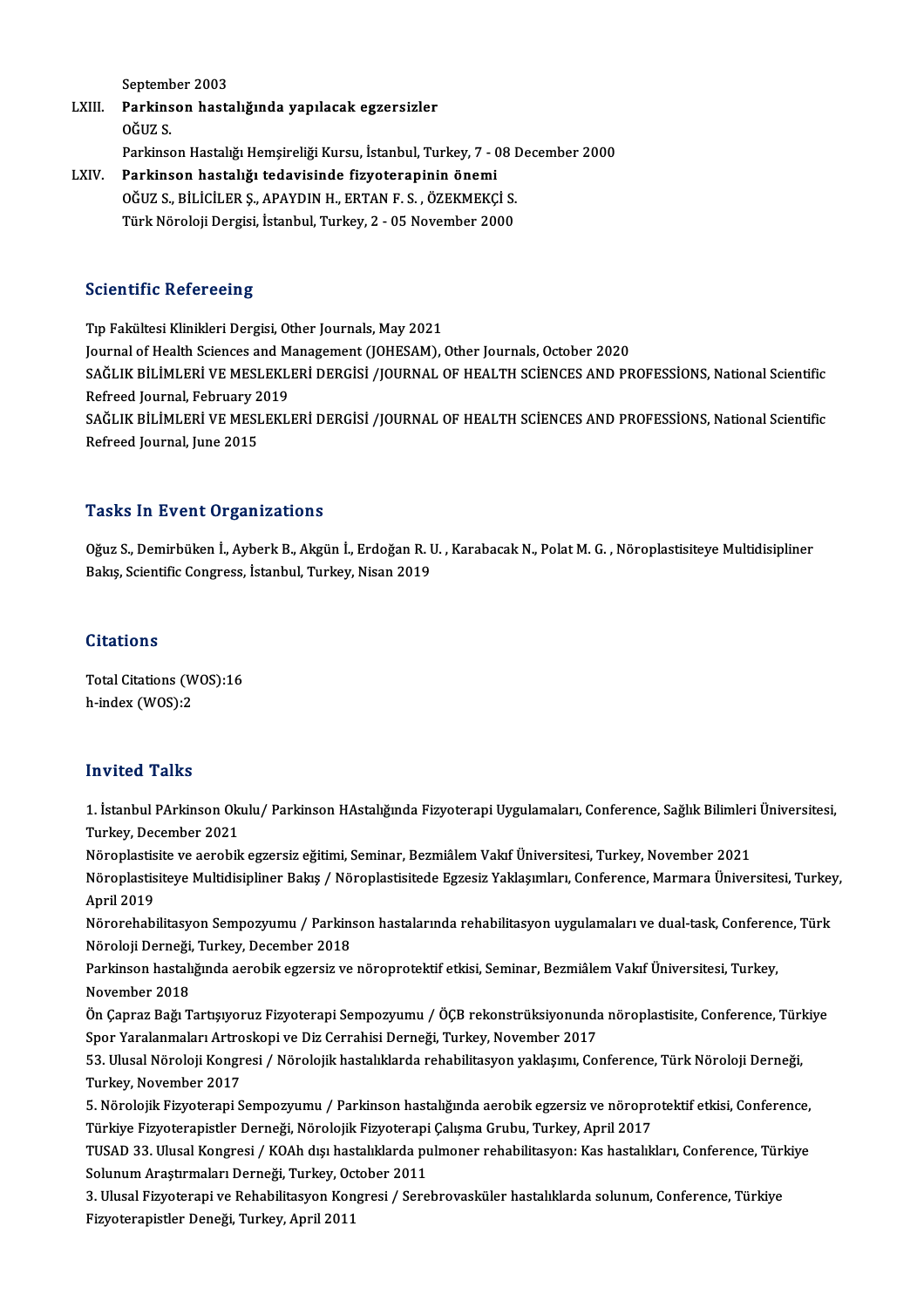September 2003

LXIII. **Parkinson hastalığında yapılacak egzersizler**
OĞUZ S.
Parkinson Hastalığı Hemşireliği Kursu, İstanbul, Turkey, 7 - 08 December 2000

LXIV. **Parkinson hastalığı tedavisinde fizyoterapinin önemi**
OĞUZ S., BİLİCİLER Ş., APAYDIN H., ERTAN F. S. , ÖZEKMEKÇİ S.
Türk Nöroloji Dergisi, İstanbul, Turkey, 2 - 05 November 2000

## Scientific Refereeing

Tıp Fakültesi Klinikleri Dergisi, Other Journals, May 2021
Journal of Health Sciences and Management (JOHESAM), Other Journals, October 2020
SAĞLIK BİLİMLERİ VE MESLEKLERİ DERGİSİ /JOURNAL OF HEALTH SCİENCES AND PROFESSİONS, National Scientific Refreed Journal, February 2019
SAĞLIK BİLİMLERİ VE MESLEKLERİ DERGİSİ /JOURNAL OF HEALTH SCİENCES AND PROFESSİONS, National Scientific Refreed Journal, June 2015

## Tasks In Event Organizations

Oğuz S., Demirbüken İ., Ayberk B., Akgün İ., Erdoğan R. U. , Karabacak N., Polat M. G. , Nöroplastisiteye Multidisipliner Bakış, Scientific Congress, İstanbul, Turkey, Nisan 2019

## Citations

Total Citations (WOS):16
h-index (WOS):2

## Invited Talks

1. İstanbul PArkinson Okulu/ Parkinson HAstalığında Fizyoterapi Uygulamaları, Conference, Sağlık Bilimleri Üniversitesi, Turkey, December 2021
Nöroplastisite ve aerobik egzersiz eğitimi, Seminar, Bezmiâlem Vakıf Üniversitesi, Turkey, November 2021
Nöroplastisiteye Multidisipliner Bakış / Nöroplastisitede Egzesiz Yaklaşımları, Conference, Marmara Üniversitesi, Turkey, April 2019
Nörorehabilitasyon Sempozyumu / Parkinson hastalarında rehabilitasyon uygulamaları ve dual-task, Conference, Türk Nöroloji Derneği, Turkey, December 2018
Parkinson hastalığında aerobik egzersiz ve nöroprotektif etkisi, Seminar, Bezmiâlem Vakıf Üniversitesi, Turkey, November 2018
Ön Çapraz Bağı Tartışıyoruz Fizyoterapi Sempozyumu / ÖÇB rekonstrüksiyonunda nöroplastisite, Conference, Türkiye Spor Yaralanmaları Artroskopi ve Diz Cerrahisi Derneği, Turkey, November 2017
53. Ulusal Nöroloji Kongresi / Nörolojik hastalıklarda rehabilitasyon yaklaşımı, Conference, Türk Nöroloji Derneği, Turkey, November 2017
5. Nörolojik Fizyoterapi Sempozyumu / Parkinson hastalığında aerobik egzersiz ve nöroprotektif etkisi, Conference, Türkiye Fizyoterapistler Derneği, Nörolojik Fizyoterapi Çalışma Grubu, Turkey, April 2017
TUSAD 33. Ulusal Kongresi / KOAh dışı hastalıklarda pulmoner rehabilitasyon: Kas hastalıkları, Conference, Türkiye Solunum Araştırmaları Derneği, Turkey, October 2011
3. Ulusal Fizyoterapi ve Rehabilitasyon Kongresi / Serebrovasküler hastalıklarda solunum, Conference, Türkiye Fizyoterapistler Deneği, Turkey, April 2011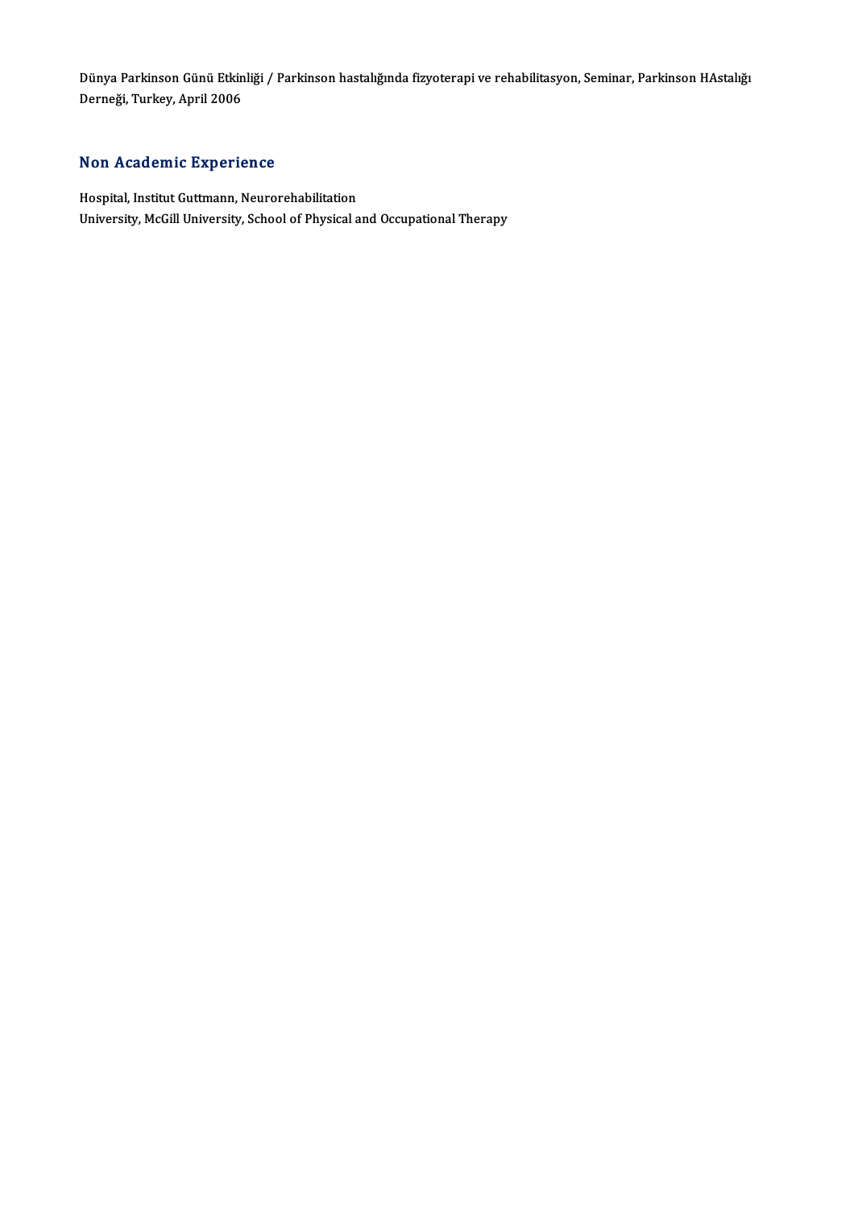Dünya Parkinson Günü Etkinliği / Parkinson hastalığında fizyoterapi ve rehabilitasyon, Seminar, Parkinson HAstalığı Derneği, Turkey, April 2006

## Non Academic Experience

Hospital, Institut Guttmann, Neurorehabilitation
University, McGill University, School of Physical and Occupational Therapy